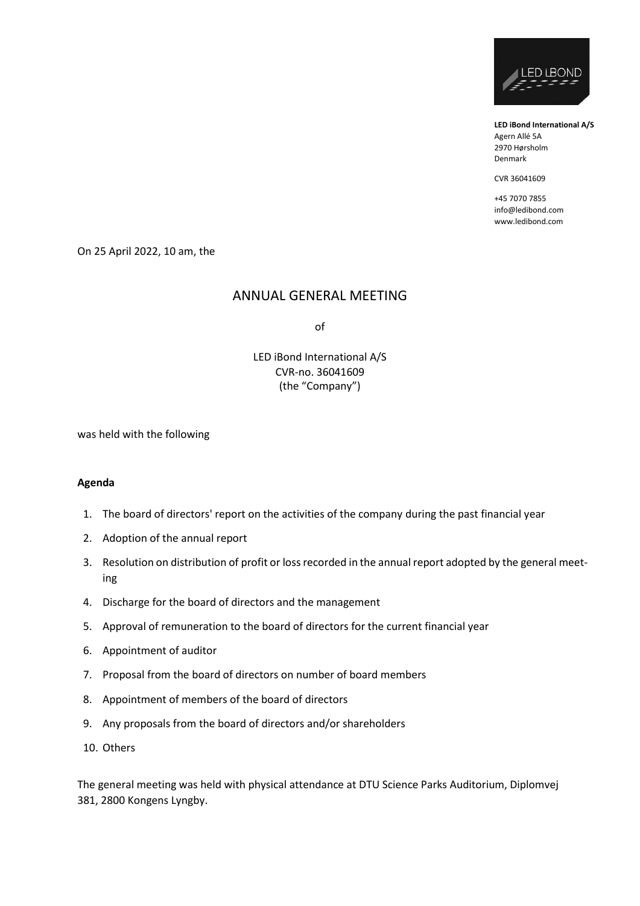LED iBond

**LED iBond International A/S**
Agern Allé 5A
2970 Hørsholm
Denmark

CVR 36041609

+45 7070 7855
info@ledibond.com
www.ledibond.com

On 25 April 2022, 10 am, the

# ANNUAL GENERAL MEETING

of

LED iBond International A/S
CVR-no. 36041609
(the "Company")

was held with the following

**Agenda**

1. The board of directors' report on the activities of the company during the past financial year
2. Adoption of the annual report
3. Resolution on distribution of profit or loss recorded in the annual report adopted by the general meeting
4. Discharge for the board of directors and the management
5. Approval of remuneration to the board of directors for the current financial year
6. Appointment of auditor
7. Proposal from the board of directors on number of board members
8. Appointment of members of the board of directors
9. Any proposals from the board of directors and/or shareholders
10. Others

The general meeting was held with physical attendance at DTU Science Parks Auditorium, Diplomvej 381, 2800 Kongens Lyngby.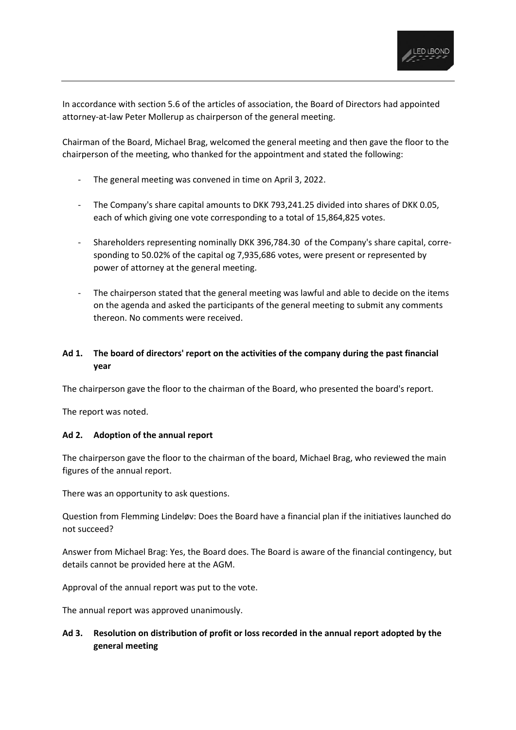In accordance with section 5.6 of the articles of association, the Board of Directors had appointed attorney-at-law Peter Mollerup as chairperson of the general meeting.

Chairman of the Board, Michael Brag, welcomed the general meeting and then gave the floor to the chairperson of the meeting, who thanked for the appointment and stated the following:

- The general meeting was convened in time on April 3, 2022.
- The Company's share capital amounts to DKK 793,241.25 divided into shares of DKK 0.05, each of which giving one vote corresponding to a total of 15,864,825 votes.
- Shareholders representing nominally DKK 396,784.30 of the Company's share capital, corresponding to 50.02% of the capital og 7,935,686 votes, were present or represented by power of attorney at the general meeting.
- The chairperson stated that the general meeting was lawful and able to decide on the items on the agenda and asked the participants of the general meeting to submit any comments thereon. No comments were received.

**Ad 1. The board of directors' report on the activities of the company during the past financial year**

The chairperson gave the floor to the chairman of the Board, who presented the board's report.

The report was noted.

**Ad 2. Adoption of the annual report**

The chairperson gave the floor to the chairman of the board, Michael Brag, who reviewed the main figures of the annual report.

There was an opportunity to ask questions.

Question from Flemming Lindeløv: Does the Board have a financial plan if the initiatives launched do not succeed?

Answer from Michael Brag: Yes, the Board does. The Board is aware of the financial contingency, but details cannot be provided here at the AGM.

Approval of the annual report was put to the vote.

The annual report was approved unanimously.

**Ad 3. Resolution on distribution of profit or loss recorded in the annual report adopted by the general meeting**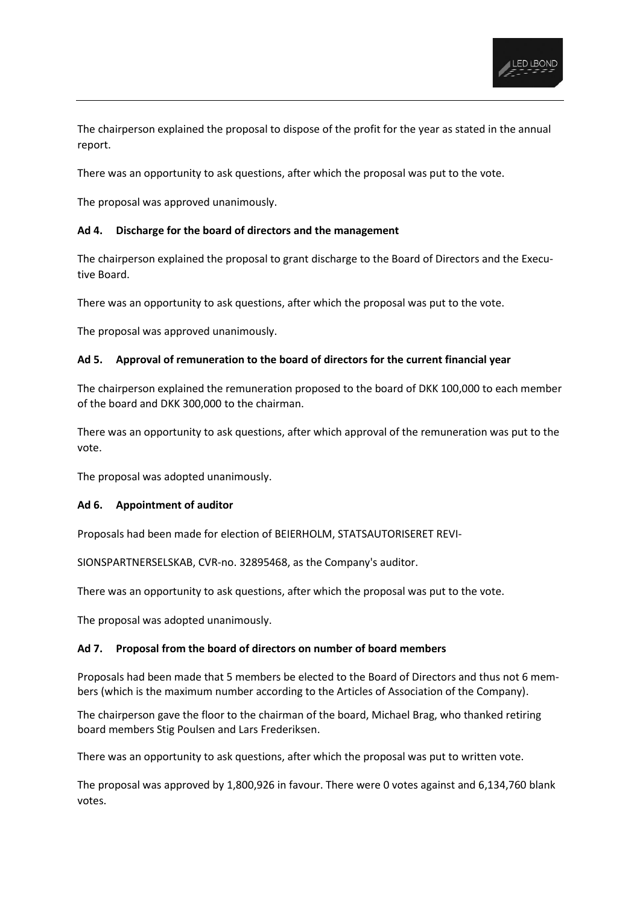The chairperson explained the proposal to dispose of the profit for the year as stated in the annual report.

There was an opportunity to ask questions, after which the proposal was put to the vote.

The proposal was approved unanimously.

**Ad 4. Discharge for the board of directors and the management**

The chairperson explained the proposal to grant discharge to the Board of Directors and the Executive Board.

There was an opportunity to ask questions, after which the proposal was put to the vote.

The proposal was approved unanimously.

**Ad 5. Approval of remuneration to the board of directors for the current financial year**

The chairperson explained the remuneration proposed to the board of DKK 100,000 to each member of the board and DKK 300,000 to the chairman.

There was an opportunity to ask questions, after which approval of the remuneration was put to the vote.

The proposal was adopted unanimously.

**Ad 6. Appointment of auditor**

Proposals had been made for election of BEIERHOLM, STATSAUTORISERET REVISIONSPARTNERSELSKAB, CVR-no. 32895468, as the Company's auditor.

There was an opportunity to ask questions, after which the proposal was put to the vote.

The proposal was adopted unanimously.

**Ad 7. Proposal from the board of directors on number of board members**

Proposals had been made that 5 members be elected to the Board of Directors and thus not 6 members (which is the maximum number according to the Articles of Association of the Company).

The chairperson gave the floor to the chairman of the board, Michael Brag, who thanked retiring board members Stig Poulsen and Lars Frederiksen.

There was an opportunity to ask questions, after which the proposal was put to written vote.

The proposal was approved by 1,800,926 in favour. There were 0 votes against and 6,134,760 blank votes.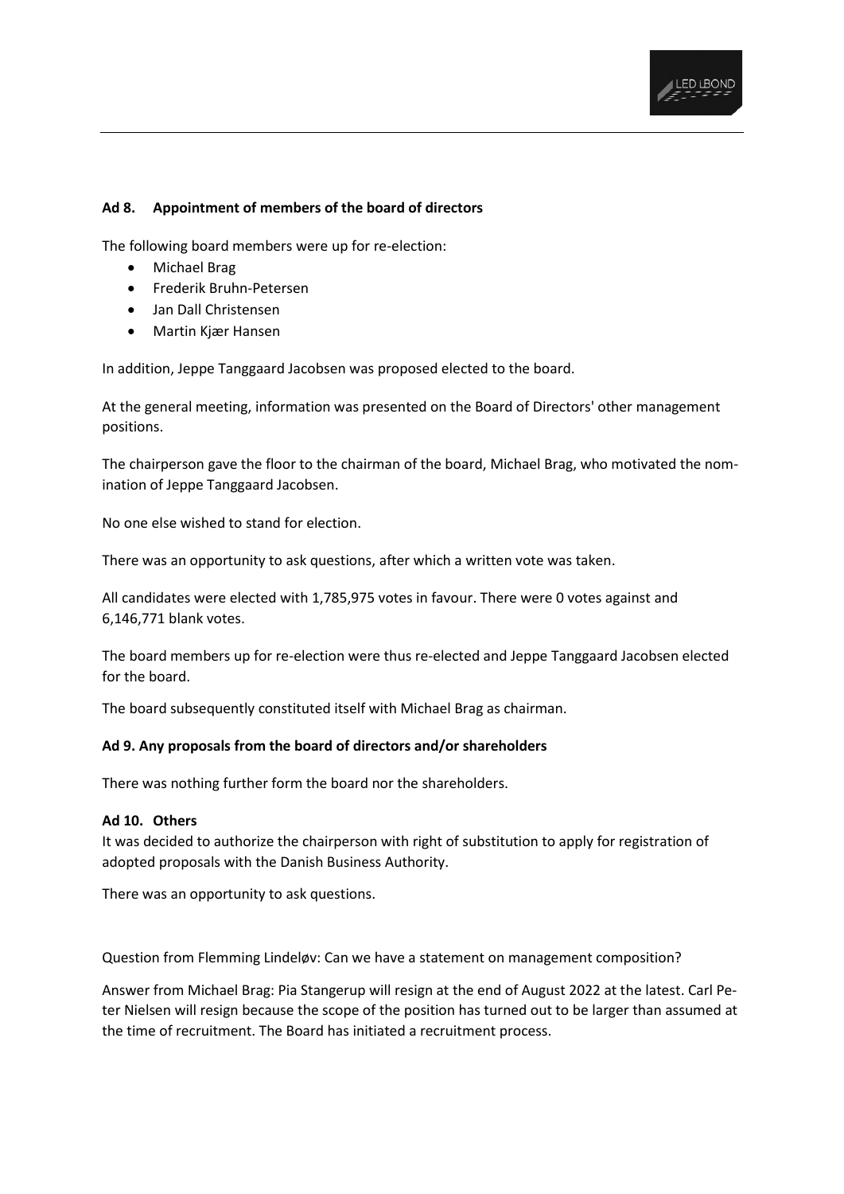### Ad 8. Appointment of members of the board of directors

The following board members were up for re-election:

- Michael Brag
- Frederik Bruhn-Petersen
- Jan Dall Christensen
- Martin Kjær Hansen

In addition, Jeppe Tanggaard Jacobsen was proposed elected to the board.

At the general meeting, information was presented on the Board of Directors' other management positions.

The chairperson gave the floor to the chairman of the board, Michael Brag, who motivated the nomination of Jeppe Tanggaard Jacobsen.

No one else wished to stand for election.

There was an opportunity to ask questions, after which a written vote was taken.

All candidates were elected with 1,785,975 votes in favour. There were 0 votes against and 6,146,771 blank votes.

The board members up for re-election were thus re-elected and Jeppe Tanggaard Jacobsen elected for the board.

The board subsequently constituted itself with Michael Brag as chairman.

### Ad 9. Any proposals from the board of directors and/or shareholders

There was nothing further form the board nor the shareholders.

### Ad 10. Others

It was decided to authorize the chairperson with right of substitution to apply for registration of adopted proposals with the Danish Business Authority.

There was an opportunity to ask questions.

Question from Flemming Lindeløv: Can we have a statement on management composition?

Answer from Michael Brag: Pia Stangerup will resign at the end of August 2022 at the latest. Carl Peter Nielsen will resign because the scope of the position has turned out to be larger than assumed at the time of recruitment. The Board has initiated a recruitment process.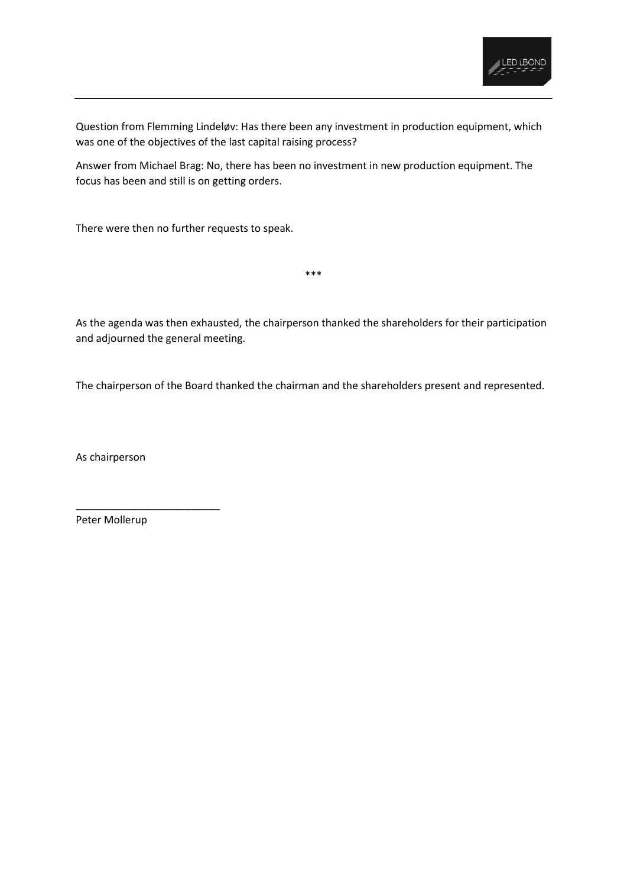Question from Flemming Lindeløv: Has there been any investment in production equipment, which was one of the objectives of the last capital raising process?

Answer from Michael Brag: No, there has been no investment in new production equipment. The focus has been and still is on getting orders.

There were then no further requests to speak.

***

As the agenda was then exhausted, the chairperson thanked the shareholders for their participation and adjourned the general meeting.

The chairperson of the Board thanked the chairman and the shareholders present and represented.

As chairperson

_________________________

Peter Mollerup